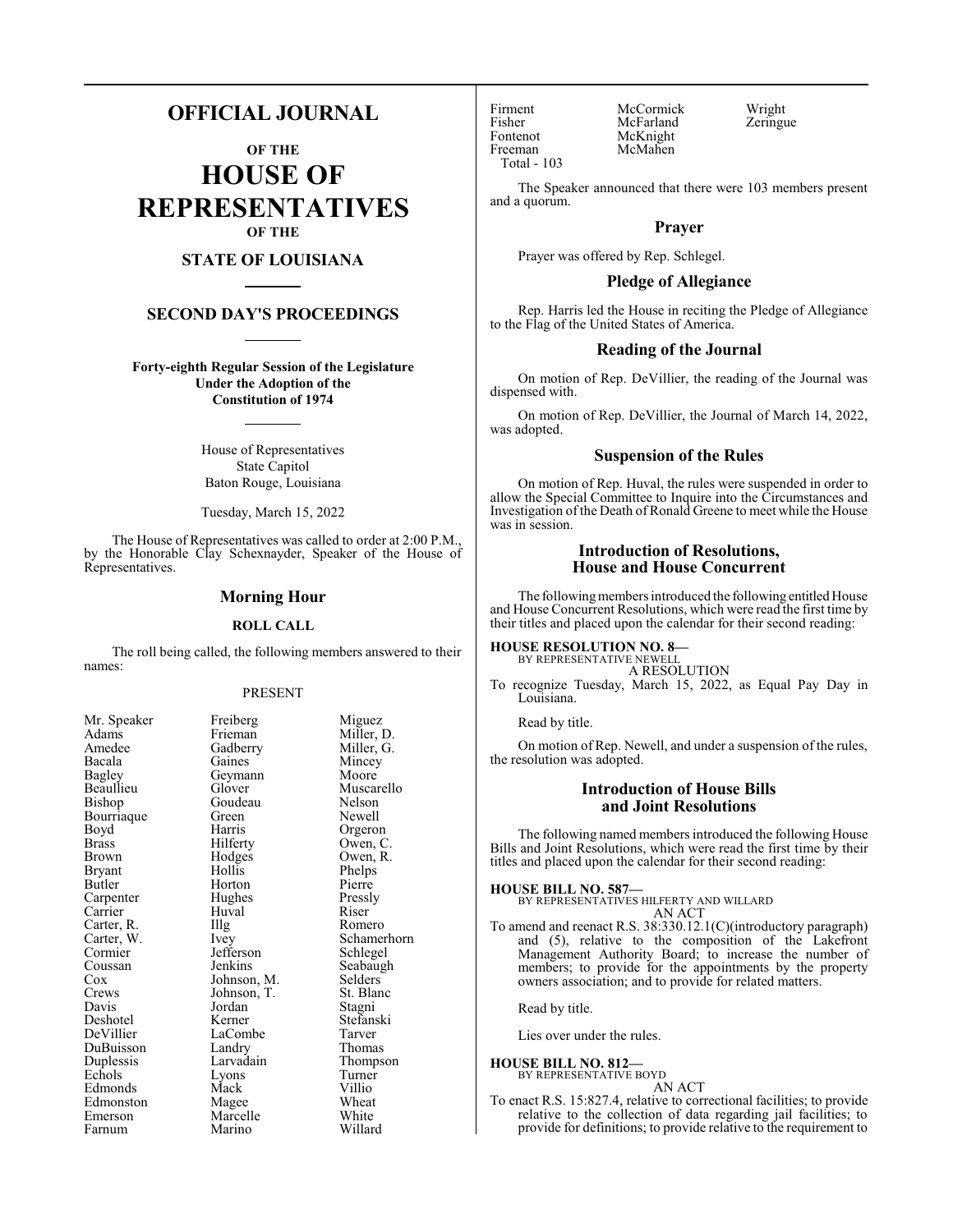# OFFICIAL JOURNAL

## OF THE

# HOUSE OF REPRESENTATIVES

## OF THE

## STATE OF LOUISIANA

## SECOND DAY'S PROCEEDINGS

**Forty-eighth Regular Session of the Legislature Under the Adoption of the Constitution of 1974**

House of Representatives
State Capitol
Baton Rouge, Louisiana

Tuesday, March 15, 2022

The House of Representatives was called to order at 2:00 P.M., by the Honorable Clay Schexnayder, Speaker of the House of Representatives.

## Morning Hour

### ROLL CALL

The roll being called, the following members answered to their names:

PRESENT

| | | |
|---|---|---|
| Mr. Speaker | Freiberg | Miguez |
| Adams | Frieman | Miller, D. |
| Amedee | Gadberry | Miller, G. |
| Bacala | Gaines | Mincey |
| Bagley | Geymann | Moore |
| Beaullieu | Glover | Muscarello |
| Bishop | Goudeau | Nelson |
| Bourriaque | Green | Newell |
| Boyd | Harris | Orgeron |
| Brass | Hilferty | Owen, C. |
| Brown | Hodges | Owen, R. |
| Bryant | Hollis | Phelps |
| Butler | Horton | Pierre |
| Carpenter | Hughes | Pressly |
| Carrier | Huval | Riser |
| Carter, R. | Illg | Romero |
| Carter, W. | Ivey | Schamerhorn |
| Cormier | Jefferson | Schlegel |
| Coussan | Jenkins | Seabaugh |
| Cox | Johnson, M. | Selders |
| Crews | Johnson, T. | St. Blanc |
| Davis | Jordan | Stagni |
| Deshotel | Kerner | Stefanski |
| DeVillier | LaCombe | Tarver |
| DuBuisson | Landry | Thomas |
| Duplessis | Larvadain | Thompson |
| Echols | Lyons | Turner |
| Edmonds | Mack | Villio |
| Edmonston | Magee | Wheat |
| Emerson | Marcelle | White |
| Farnum | Marino | Willard |
| Firment | McCormick | Wright |
| Fisher | McFarland | Zeringue |
| Fontenot | McKnight | |
| Freeman | McMahen | |

Total - 103

The Speaker announced that there were 103 members present and a quorum.

## Prayer

Prayer was offered by Rep. Schlegel.

## Pledge of Allegiance

Rep. Harris led the House in reciting the Pledge of Allegiance to the Flag of the United States of America.

## Reading of the Journal

On motion of Rep. DeVillier, the reading of the Journal was dispensed with.

On motion of Rep. DeVillier, the Journal of March 14, 2022, was adopted.

## Suspension of the Rules

On motion of Rep. Huval, the rules were suspended in order to allow the Special Committee to Inquire into the Circumstances and Investigation of the Death of Ronald Greene to meet while the House was in session.

## Introduction of Resolutions, House and House Concurrent

The following members introduced the following entitled House and House Concurrent Resolutions, which were read the first time by their titles and placed upon the calendar for their second reading:

**HOUSE RESOLUTION NO. 8—**
BY REPRESENTATIVE NEWELL
A RESOLUTION
To recognize Tuesday, March 15, 2022, as Equal Pay Day in Louisiana.

Read by title.

On motion of Rep. Newell, and under a suspension of the rules, the resolution was adopted.

## Introduction of House Bills and Joint Resolutions

The following named members introduced the following House Bills and Joint Resolutions, which were read the first time by their titles and placed upon the calendar for their second reading:

**HOUSE BILL NO. 587—**
BY REPRESENTATIVES HILFERTY AND WILLARD
AN ACT
To amend and reenact R.S. 38:330.12.1(C)(introductory paragraph) and (5), relative to the composition of the Lakefront Management Authority Board; to increase the number of members; to provide for the appointments by the property owners association; and to provide for related matters.

Read by title.

Lies over under the rules.

**HOUSE BILL NO. 812—**
BY REPRESENTATIVE BOYD
AN ACT
To enact R.S. 15:827.4, relative to correctional facilities; to provide relative to the collection of data regarding jail facilities; to provide for definitions; to provide relative to the requirement to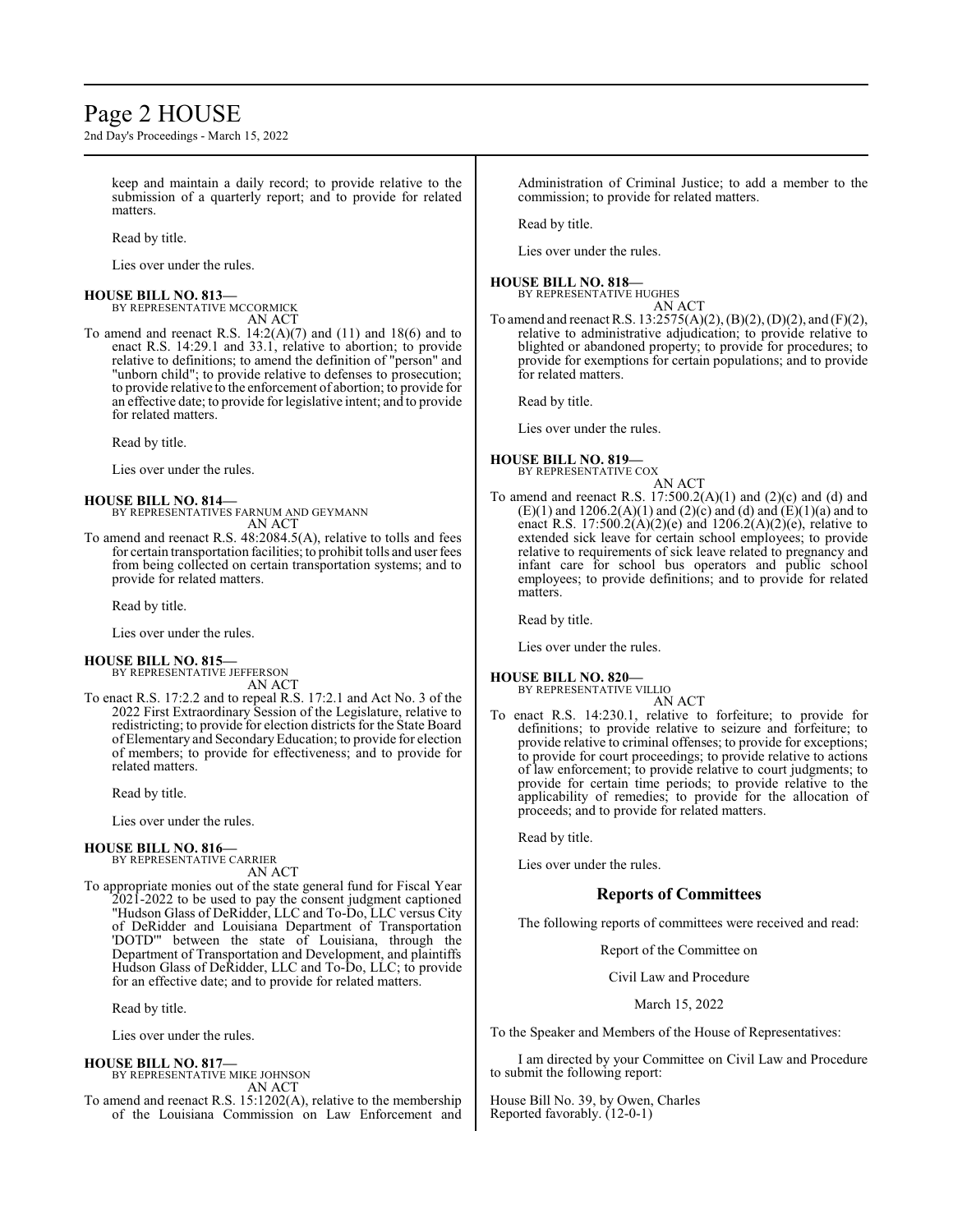keep and maintain a daily record; to provide relative to the submission of a quarterly report; and to provide for related matters.

Read by title.

Lies over under the rules.

**HOUSE BILL NO. 813—**
BY REPRESENTATIVE MCCORMICK
AN ACT

To amend and reenact R.S. 14:2(A)(7) and (11) and 18(6) and to enact R.S. 14:29.1 and 33.1, relative to abortion; to provide relative to definitions; to amend the definition of "person" and "unborn child"; to provide relative to defenses to prosecution; to provide relative to the enforcement of abortion; to provide for an effective date; to provide for legislative intent; and to provide for related matters.

Read by title.

Lies over under the rules.

**HOUSE BILL NO. 814—**
BY REPRESENTATIVES FARNUM AND GEYMANN
AN ACT

To amend and reenact R.S. 48:2084.5(A), relative to tolls and fees for certain transportation facilities; to prohibit tolls and user fees from being collected on certain transportation systems; and to provide for related matters.

Read by title.

Lies over under the rules.

**HOUSE BILL NO. 815—**
BY REPRESENTATIVE JEFFERSON
AN ACT

To enact R.S. 17:2.2 and to repeal R.S. 17:2.1 and Act No. 3 of the 2022 First Extraordinary Session of the Legislature, relative to redistricting; to provide for election districts for the State Board of Elementary and Secondary Education; to provide for election of members; to provide for effectiveness; and to provide for related matters.

Read by title.

Lies over under the rules.

**HOUSE BILL NO. 816—**
BY REPRESENTATIVE CARRIER
AN ACT

To appropriate monies out of the state general fund for Fiscal Year 2021-2022 to be used to pay the consent judgment captioned "Hudson Glass of DeRidder, LLC and To-Do, LLC versus City of DeRidder and Louisiana Department of Transportation 'DOTD'" between the state of Louisiana, through the Department of Transportation and Development, and plaintiffs Hudson Glass of DeRidder, LLC and To-Do, LLC; to provide for an effective date; and to provide for related matters.

Read by title.

Lies over under the rules.

**HOUSE BILL NO. 817—**
BY REPRESENTATIVE MIKE JOHNSON
AN ACT

To amend and reenact R.S. 15:1202(A), relative to the membership of the Louisiana Commission on Law Enforcement and Administration of Criminal Justice; to add a member to the commission; to provide for related matters.

Read by title.

Lies over under the rules.

**HOUSE BILL NO. 818—**
BY REPRESENTATIVE HUGHES
AN ACT

To amend and reenact R.S. 13:2575(A)(2), (B)(2), (D)(2), and (F)(2), relative to administrative adjudication; to provide relative to blighted or abandoned property; to provide for procedures; to provide for exemptions for certain populations; and to provide for related matters.

Read by title.

Lies over under the rules.

**HOUSE BILL NO. 819—**
BY REPRESENTATIVE COX
AN ACT

To amend and reenact R.S. 17:500.2(A)(1) and (2)(c) and (d) and (E)(1) and 1206.2(A)(1) and (2)(c) and (d) and (E)(1)(a) and to enact R.S. 17:500.2(A)(2)(e) and 1206.2(A)(2)(e), relative to extended sick leave for certain school employees; to provide relative to requirements of sick leave related to pregnancy and infant care for school bus operators and public school employees; to provide definitions; and to provide for related matters.

Read by title.

Lies over under the rules.

**HOUSE BILL NO. 820—**
BY REPRESENTATIVE VILLIO
AN ACT

To enact R.S. 14:230.1, relative to forfeiture; to provide for definitions; to provide relative to seizure and forfeiture; to provide relative to criminal offenses; to provide for exceptions; to provide for court proceedings; to provide relative to actions of law enforcement; to provide relative to court judgments; to provide for certain time periods; to provide relative to the applicability of remedies; to provide for the allocation of proceeds; and to provide for related matters.

Read by title.

Lies over under the rules.

## Reports of Committees

The following reports of committees were received and read:

Report of the Committee on

Civil Law and Procedure

March 15, 2022

To the Speaker and Members of the House of Representatives:

I am directed by your Committee on Civil Law and Procedure to submit the following report:

House Bill No. 39, by Owen, Charles
Reported favorably. (12-0-1)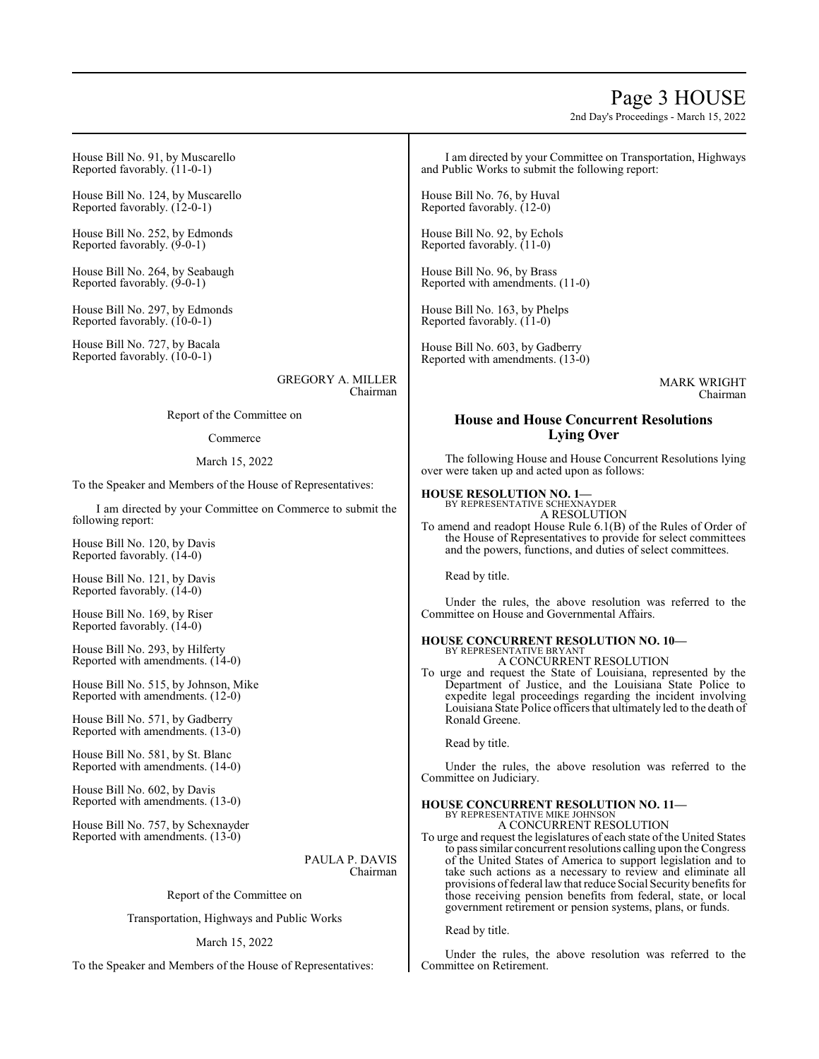House Bill No. 91, by Muscarello
Reported favorably. (11-0-1)

House Bill No. 124, by Muscarello
Reported favorably. (12-0-1)

House Bill No. 252, by Edmonds
Reported favorably. (9-0-1)

House Bill No. 264, by Seabaugh
Reported favorably. (9-0-1)

House Bill No. 297, by Edmonds
Reported favorably. (10-0-1)

House Bill No. 727, by Bacala
Reported favorably. (10-0-1)

GREGORY A. MILLER
Chairman

Report of the Committee on

Commerce

March 15, 2022

To the Speaker and Members of the House of Representatives:

I am directed by your Committee on Commerce to submit the following report:

House Bill No. 120, by Davis
Reported favorably. (14-0)

House Bill No. 121, by Davis
Reported favorably. (14-0)

House Bill No. 169, by Riser
Reported favorably. (14-0)

House Bill No. 293, by Hilferty
Reported with amendments. (14-0)

House Bill No. 515, by Johnson, Mike
Reported with amendments. (12-0)

House Bill No. 571, by Gadberry
Reported with amendments. (13-0)

House Bill No. 581, by St. Blanc
Reported with amendments. (14-0)

House Bill No. 602, by Davis
Reported with amendments. (13-0)

House Bill No. 757, by Schexnayder
Reported with amendments. (13-0)

PAULA P. DAVIS
Chairman

Report of the Committee on

Transportation, Highways and Public Works

March 15, 2022

To the Speaker and Members of the House of Representatives:

I am directed by your Committee on Transportation, Highways and Public Works to submit the following report:

House Bill No. 76, by Huval
Reported favorably. (12-0)

House Bill No. 92, by Echols
Reported favorably. (11-0)

House Bill No. 96, by Brass
Reported with amendments. (11-0)

House Bill No. 163, by Phelps
Reported favorably. (11-0)

House Bill No. 603, by Gadberry
Reported with amendments. (13-0)

MARK WRIGHT
Chairman

## House and House Concurrent Resolutions Lying Over

The following House and House Concurrent Resolutions lying over were taken up and acted upon as follows:

**HOUSE RESOLUTION NO. 1—**
BY REPRESENTATIVE SCHEXNAYDER
A RESOLUTION

To amend and readopt House Rule 6.1(B) of the Rules of Order of the House of Representatives to provide for select committees and the powers, functions, and duties of select committees.

Read by title.

Under the rules, the above resolution was referred to the Committee on House and Governmental Affairs.

**HOUSE CONCURRENT RESOLUTION NO. 10—**
BY REPRESENTATIVE BRYANT
A CONCURRENT RESOLUTION

To urge and request the State of Louisiana, represented by the Department of Justice, and the Louisiana State Police to expedite legal proceedings regarding the incident involving Louisiana State Police officers that ultimately led to the death of Ronald Greene.

Read by title.

Under the rules, the above resolution was referred to the Committee on Judiciary.

**HOUSE CONCURRENT RESOLUTION NO. 11—**
BY REPRESENTATIVE MIKE JOHNSON
A CONCURRENT RESOLUTION

To urge and request the legislatures of each state of the United States to pass similar concurrent resolutions calling upon the Congress of the United States of America to support legislation and to take such actions as a necessary to review and eliminate all provisions of federal law that reduce Social Security benefits for those receiving pension benefits from federal, state, or local government retirement or pension systems, plans, or funds.

Read by title.

Under the rules, the above resolution was referred to the Committee on Retirement.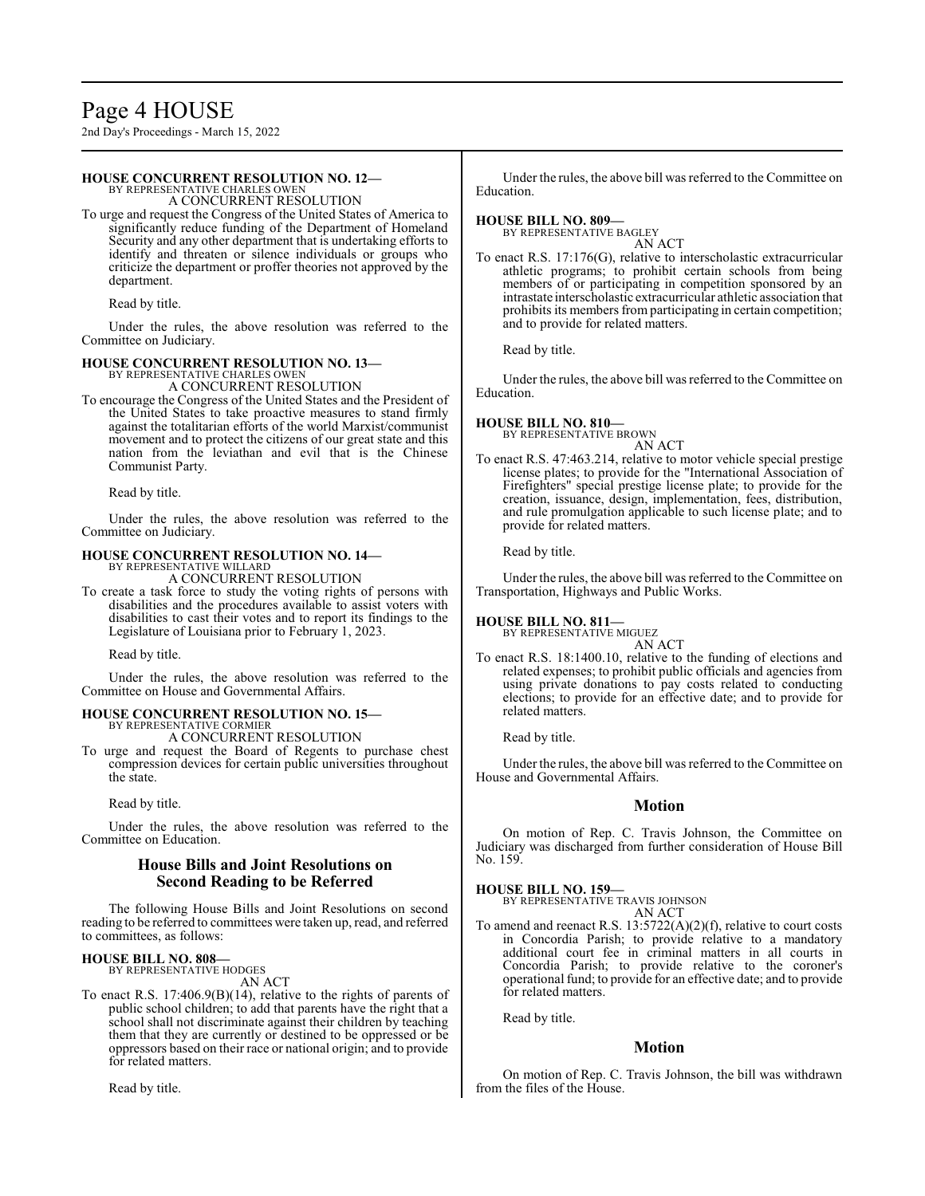### HOUSE CONCURRENT RESOLUTION NO. 12—

BY REPRESENTATIVE CHARLES OWEN

A CONCURRENT RESOLUTION

To urge and request the Congress of the United States of America to significantly reduce funding of the Department of Homeland Security and any other department that is undertaking efforts to identify and threaten or silence individuals or groups who criticize the department or proffer theories not approved by the department.

Read by title.

Under the rules, the above resolution was referred to the Committee on Judiciary.

### HOUSE CONCURRENT RESOLUTION NO. 13—

BY REPRESENTATIVE CHARLES OWEN

A CONCURRENT RESOLUTION

To encourage the Congress of the United States and the President of the United States to take proactive measures to stand firmly against the totalitarian efforts of the world Marxist/communist movement and to protect the citizens of our great state and this nation from the leviathan and evil that is the Chinese Communist Party.

Read by title.

Under the rules, the above resolution was referred to the Committee on Judiciary.

### HOUSE CONCURRENT RESOLUTION NO. 14—

BY REPRESENTATIVE WILLARD

A CONCURRENT RESOLUTION

To create a task force to study the voting rights of persons with disabilities and the procedures available to assist voters with disabilities to cast their votes and to report its findings to the Legislature of Louisiana prior to February 1, 2023.

Read by title.

Under the rules, the above resolution was referred to the Committee on House and Governmental Affairs.

### HOUSE CONCURRENT RESOLUTION NO. 15—

BY REPRESENTATIVE CORMIER

A CONCURRENT RESOLUTION

To urge and request the Board of Regents to purchase chest compression devices for certain public universities throughout the state.

Read by title.

Under the rules, the above resolution was referred to the Committee on Education.

## House Bills and Joint Resolutions on Second Reading to be Referred

The following House Bills and Joint Resolutions on second reading to be referred to committees were taken up, read, and referred to committees, as follows:

### HOUSE BILL NO. 808—

BY REPRESENTATIVE HODGES

AN ACT

To enact R.S. 17:406.9(B)(14), relative to the rights of parents of public school children; to add that parents have the right that a school shall not discriminate against their children by teaching them that they are currently or destined to be oppressed or be oppressors based on their race or national origin; and to provide for related matters.

Read by title.

Under the rules, the above bill was referred to the Committee on Education.

### HOUSE BILL NO. 809—

BY REPRESENTATIVE BAGLEY

AN ACT

To enact R.S. 17:176(G), relative to interscholastic extracurricular athletic programs; to prohibit certain schools from being members of or participating in competition sponsored by an intrastate interscholastic extracurricular athletic association that prohibits its members from participating in certain competition; and to provide for related matters.

Read by title.

Under the rules, the above bill was referred to the Committee on Education.

### HOUSE BILL NO. 810—

BY REPRESENTATIVE BROWN

AN ACT

To enact R.S. 47:463.214, relative to motor vehicle special prestige license plates; to provide for the "International Association of Firefighters" special prestige license plate; to provide for the creation, issuance, design, implementation, fees, distribution, and rule promulgation applicable to such license plate; and to provide for related matters.

Read by title.

Under the rules, the above bill was referred to the Committee on Transportation, Highways and Public Works.

### HOUSE BILL NO. 811—

BY REPRESENTATIVE MIGUEZ

AN ACT

To enact R.S. 18:1400.10, relative to the funding of elections and related expenses; to prohibit public officials and agencies from using private donations to pay costs related to conducting elections; to provide for an effective date; and to provide for related matters.

Read by title.

Under the rules, the above bill was referred to the Committee on House and Governmental Affairs.

## Motion

On motion of Rep. C. Travis Johnson, the Committee on Judiciary was discharged from further consideration of House Bill No. 159.

### HOUSE BILL NO. 159—

BY REPRESENTATIVE TRAVIS JOHNSON

AN ACT

To amend and reenact R.S. 13:5722(A)(2)(f), relative to court costs in Concordia Parish; to provide relative to a mandatory additional court fee in criminal matters in all courts in Concordia Parish; to provide relative to the coroner's operational fund; to provide for an effective date; and to provide for related matters.

Read by title.

## Motion

On motion of Rep. C. Travis Johnson, the bill was withdrawn from the files of the House.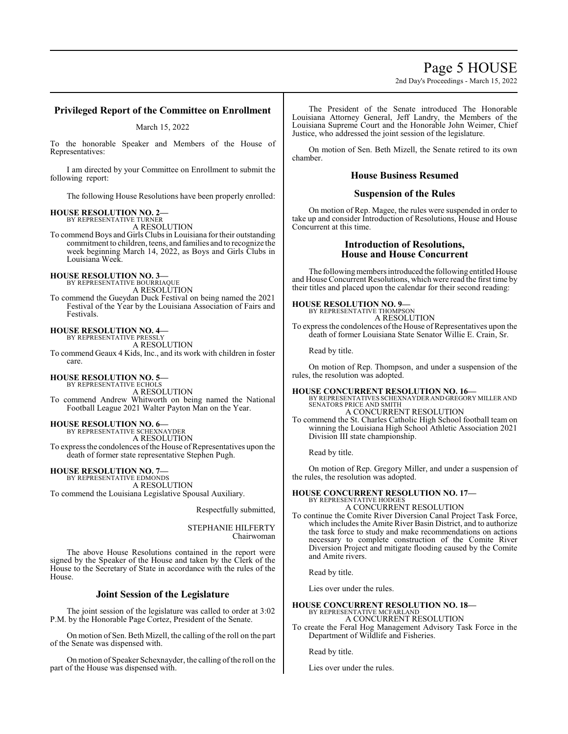## Privileged Report of the Committee on Enrollment

March 15, 2022

To the honorable Speaker and Members of the House of Representatives:

I am directed by your Committee on Enrollment to submit the following report:

The following House Resolutions have been properly enrolled:

**HOUSE RESOLUTION NO. 2—**
BY REPRESENTATIVE TURNER
A RESOLUTION

To commend Boys and Girls Clubs in Louisiana for their outstanding commitment to children, teens, and families and to recognize the week beginning March 14, 2022, as Boys and Girls Clubs in Louisiana Week.

**HOUSE RESOLUTION NO. 3—**
BY REPRESENTATIVE BOURRIAQUE
A RESOLUTION

To commend the Gueydan Duck Festival on being named the 2021 Festival of the Year by the Louisiana Association of Fairs and Festivals.

**HOUSE RESOLUTION NO. 4—**
BY REPRESENTATIVE PRESSLY
A RESOLUTION

To commend Geaux 4 Kids, Inc., and its work with children in foster care.

**HOUSE RESOLUTION NO. 5—**
BY REPRESENTATIVE ECHOLS
A RESOLUTION

To commend Andrew Whitworth on being named the National Football League 2021 Walter Payton Man on the Year.

**HOUSE RESOLUTION NO. 6—**
BY REPRESENTATIVE SCHEXNAYDER
A RESOLUTION

To express the condolences of the House of Representatives upon the death of former state representative Stephen Pugh.

**HOUSE RESOLUTION NO. 7—**
BY REPRESENTATIVE EDMONDS
A RESOLUTION

To commend the Louisiana Legislative Spousal Auxiliary.

Respectfully submitted,

STEPHANIE HILFERTY
Chairwoman

The above House Resolutions contained in the report were signed by the Speaker of the House and taken by the Clerk of the House to the Secretary of State in accordance with the rules of the House.

## Joint Session of the Legislature

The joint session of the legislature was called to order at 3:02 P.M. by the Honorable Page Cortez, President of the Senate.

On motion of Sen. Beth Mizell, the calling of the roll on the part of the Senate was dispensed with.

On motion of Speaker Schexnayder, the calling of the roll on the part of the House was dispensed with.

The President of the Senate introduced The Honorable Louisiana Attorney General, Jeff Landry, the Members of the Louisiana Supreme Court and the Honorable John Weimer, Chief Justice, who addressed the joint session of the legislature.

On motion of Sen. Beth Mizell, the Senate retired to its own chamber.

## House Business Resumed

## Suspension of the Rules

On motion of Rep. Magee, the rules were suspended in order to take up and consider Introduction of Resolutions, House and House Concurrent at this time.

## Introduction of Resolutions, House and House Concurrent

The following members introduced the following entitled House and House Concurrent Resolutions, which were read the first time by their titles and placed upon the calendar for their second reading:

**HOUSE RESOLUTION NO. 9—**
BY REPRESENTATIVE THOMPSON
A RESOLUTION

To express the condolences of the House of Representatives upon the death of former Louisiana State Senator Willie E. Crain, Sr.

Read by title.

On motion of Rep. Thompson, and under a suspension of the rules, the resolution was adopted.

**HOUSE CONCURRENT RESOLUTION NO. 16—**
BY REPRESENTATIVES SCHEXNAYDER AND GREGORY MILLER AND SENATORS PRICE AND SMITH
A CONCURRENT RESOLUTION

To commend the St. Charles Catholic High School football team on winning the Louisiana High School Athletic Association 2021 Division III state championship.

Read by title.

On motion of Rep. Gregory Miller, and under a suspension of the rules, the resolution was adopted.

**HOUSE CONCURRENT RESOLUTION NO. 17—**
BY REPRESENTATIVE HODGES
A CONCURRENT RESOLUTION

To continue the Comite River Diversion Canal Project Task Force, which includes the Amite River Basin District, and to authorize the task force to study and make recommendations on actions necessary to complete construction of the Comite River Diversion Project and mitigate flooding caused by the Comite and Amite rivers.

Read by title.

Lies over under the rules.

**HOUSE CONCURRENT RESOLUTION NO. 18—**
BY REPRESENTATIVE MCFARLAND
A CONCURRENT RESOLUTION

To create the Feral Hog Management Advisory Task Force in the Department of Wildlife and Fisheries.

Read by title.

Lies over under the rules.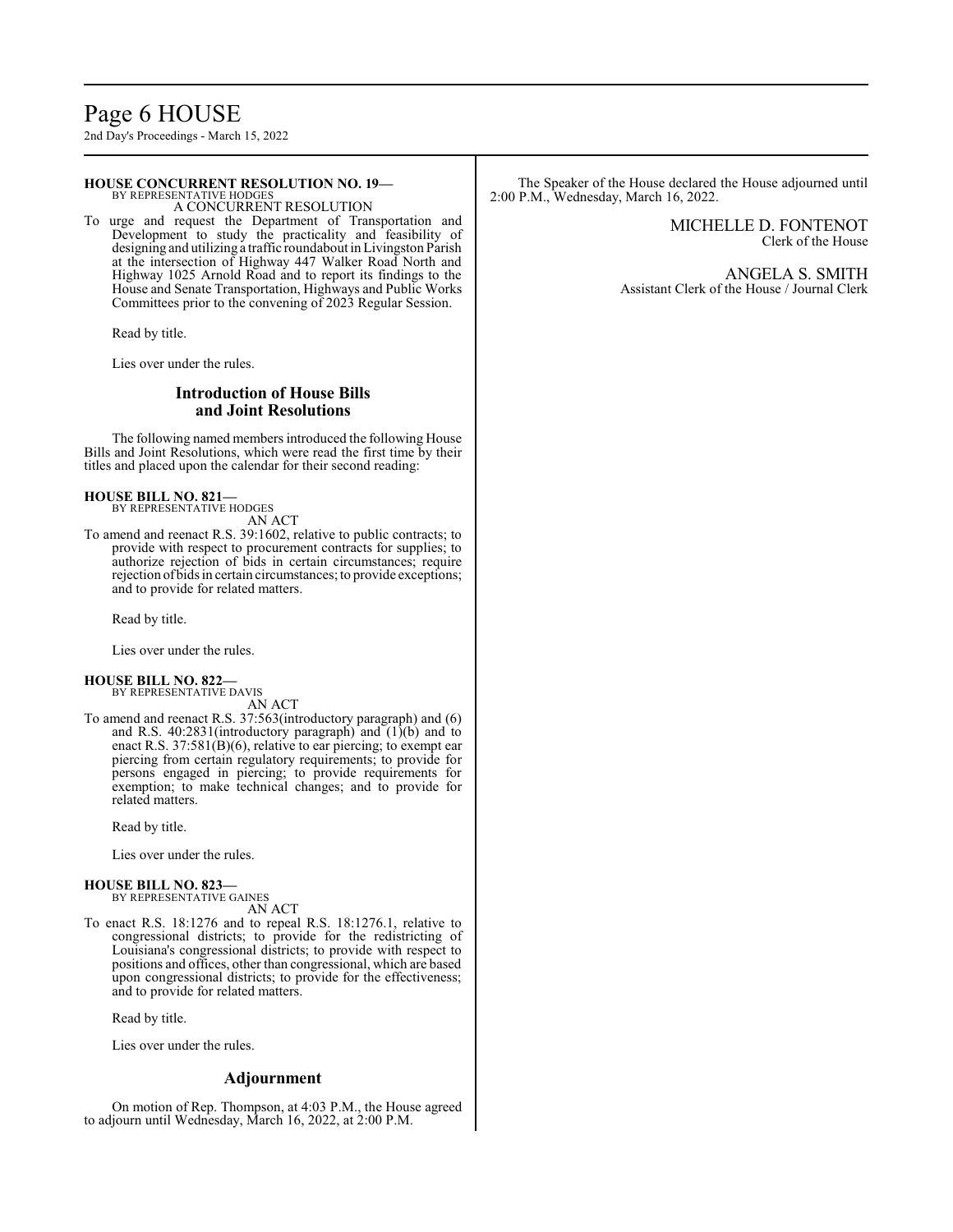**HOUSE CONCURRENT RESOLUTION NO. 19—**
BY REPRESENTATIVE HODGES
A CONCURRENT RESOLUTION

To urge and request the Department of Transportation and Development to study the practicality and feasibility of designing and utilizing a traffic roundabout in Livingston Parish at the intersection of Highway 447 Walker Road North and Highway 1025 Arnold Road and to report its findings to the House and Senate Transportation, Highways and Public Works Committees prior to the convening of 2023 Regular Session.

Read by title.

Lies over under the rules.

## Introduction of House Bills and Joint Resolutions

The following named members introduced the following House Bills and Joint Resolutions, which were read the first time by their titles and placed upon the calendar for their second reading:

**HOUSE BILL NO. 821—**
BY REPRESENTATIVE HODGES
AN ACT

To amend and reenact R.S. 39:1602, relative to public contracts; to provide with respect to procurement contracts for supplies; to authorize rejection of bids in certain circumstances; require rejection of bids in certain circumstances; to provide exceptions; and to provide for related matters.

Read by title.

Lies over under the rules.

**HOUSE BILL NO. 822—**
BY REPRESENTATIVE DAVIS
AN ACT

To amend and reenact R.S. 37:563(introductory paragraph) and (6) and R.S. 40:2831(introductory paragraph) and (1)(b) and to enact R.S. 37:581(B)(6), relative to ear piercing; to exempt ear piercing from certain regulatory requirements; to provide for persons engaged in piercing; to provide requirements for exemption; to make technical changes; and to provide for related matters.

Read by title.

Lies over under the rules.

**HOUSE BILL NO. 823—**
BY REPRESENTATIVE GAINES
AN ACT

To enact R.S. 18:1276 and to repeal R.S. 18:1276.1, relative to congressional districts; to provide for the redistricting of Louisiana's congressional districts; to provide with respect to positions and offices, other than congressional, which are based upon congressional districts; to provide for the effectiveness; and to provide for related matters.

Read by title.

Lies over under the rules.

## Adjournment

On motion of Rep. Thompson, at 4:03 P.M., the House agreed to adjourn until Wednesday, March 16, 2022, at 2:00 P.M.

The Speaker of the House declared the House adjourned until 2:00 P.M., Wednesday, March 16, 2022.

MICHELLE D. FONTENOT
Clerk of the House

ANGELA S. SMITH
Assistant Clerk of the House / Journal Clerk